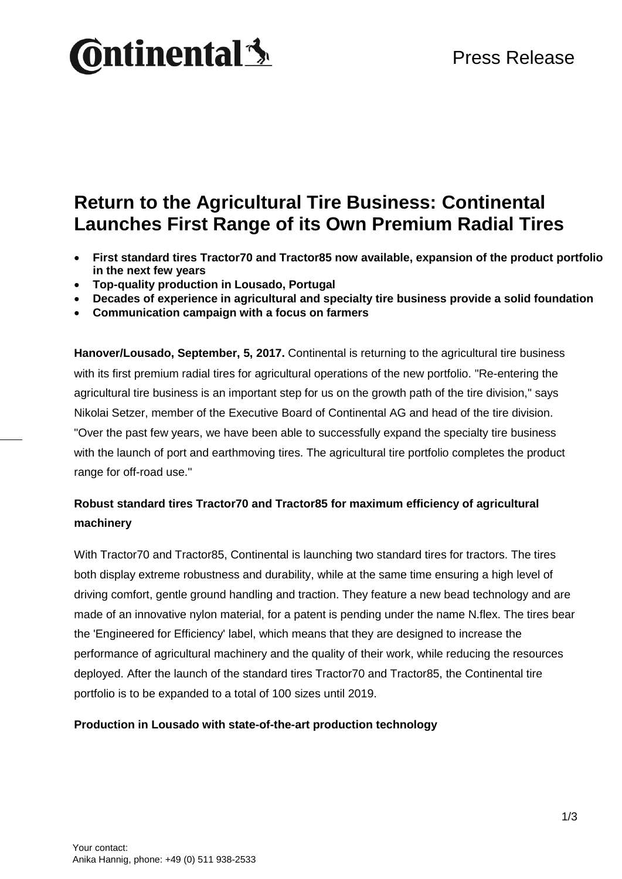Press Release

# Return to the Agricultural Tire Business: Continental Launches First Range of its Own Premium Radial Tires

- **First standard tires Tractor70 and Tractor85 now available, expansion of the product portfolio in the next few years**
- **Top-quality production in Lousado, Portugal**
- **Decades of experience in agricultural and specialty tire business provide a solid foundation**
- **Communication campaign with a focus on farmers**

**Hanover/Lousado, September, 5, 2017.** Continental is returning to the agricultural tire business with its first premium radial tires for agricultural operations of the new portfolio. "Re-entering the agricultural tire business is an important step for us on the growth path of the tire division," says Nikolai Setzer, member of the Executive Board of Continental AG and head of the tire division. "Over the past few years, we have been able to successfully expand the specialty tire business with the launch of port and earthmoving tires. The agricultural tire portfolio completes the product range for off-road use."

## Robust standard tires Tractor70 and Tractor85 for maximum efficiency of agricultural machinery

With Tractor70 and Tractor85, Continental is launching two standard tires for tractors. The tires both display extreme robustness and durability, while at the same time ensuring a high level of driving comfort, gentle ground handling and traction. They feature a new bead technology and are made of an innovative nylon material, for a patent is pending under the name N.flex. The tires bear the 'Engineered for Efficiency' label, which means that they are designed to increase the performance of agricultural machinery and the quality of their work, while reducing the resources deployed. After the launch of the standard tires Tractor70 and Tractor85, the Continental tire portfolio is to be expanded to a total of 100 sizes until 2019.

## Production in Lousado with state-of-the-art production technology

Your contact:
Anika Hannig, phone: +49 (0) 511 938-2533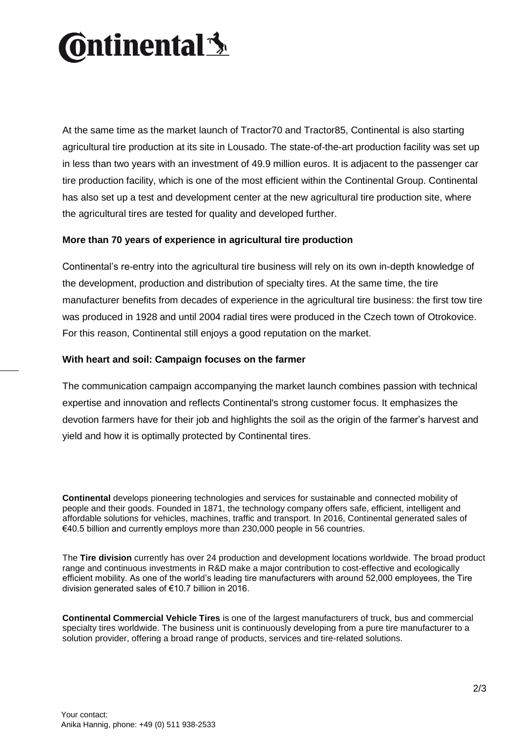At the same time as the market launch of Tractor70 and Tractor85, Continental is also starting agricultural tire production at its site in Lousado. The state-of-the-art production facility was set up in less than two years with an investment of 49.9 million euros. It is adjacent to the passenger car tire production facility, which is one of the most efficient within the Continental Group. Continental has also set up a test and development center at the new agricultural tire production site, where the agricultural tires are tested for quality and developed further.

**More than 70 years of experience in agricultural tire production**

Continental's re-entry into the agricultural tire business will rely on its own in-depth knowledge of the development, production and distribution of specialty tires. At the same time, the tire manufacturer benefits from decades of experience in the agricultural tire business: the first tow tire was produced in 1928 and until 2004 radial tires were produced in the Czech town of Otrokovice. For this reason, Continental still enjoys a good reputation on the market.

**With heart and soil: Campaign focuses on the farmer**

The communication campaign accompanying the market launch combines passion with technical expertise and innovation and reflects Continental's strong customer focus. It emphasizes the devotion farmers have for their job and highlights the soil as the origin of the farmer's harvest and yield and how it is optimally protected by Continental tires.

**Continental** develops pioneering technologies and services for sustainable and connected mobility of people and their goods. Founded in 1871, the technology company offers safe, efficient, intelligent and affordable solutions for vehicles, machines, traffic and transport. In 2016, Continental generated sales of €40.5 billion and currently employs more than 230,000 people in 56 countries.

The **Tire division** currently has over 24 production and development locations worldwide. The broad product range and continuous investments in R&D make a major contribution to cost-effective and ecologically efficient mobility. As one of the world's leading tire manufacturers with around 52,000 employees, the Tire division generated sales of €10.7 billion in 2016.

**Continental Commercial Vehicle Tires** is one of the largest manufacturers of truck, bus and commercial specialty tires worldwide. The business unit is continuously developing from a pure tire manufacturer to a solution provider, offering a broad range of products, services and tire-related solutions.

Your contact:
Anika Hannig, phone: +49 (0) 511 938-2533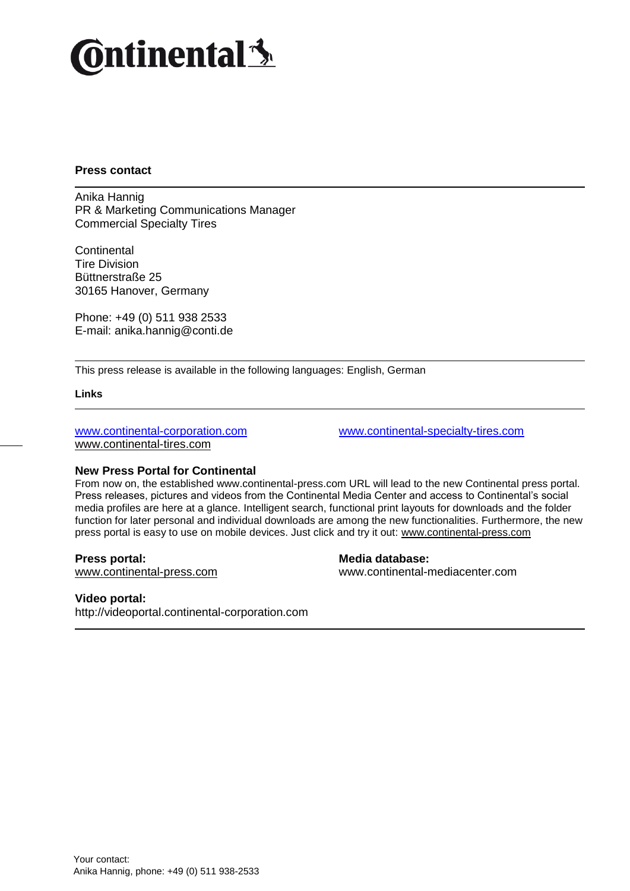**Press contact**

Anika Hannig
PR & Marketing Communications Manager
Commercial Specialty Tires

Continental
Tire Division
Büttnerstraße 25
30165 Hanover, Germany

Phone: +49 (0) 511 938 2533
E-mail: anika.hannig@conti.de

This press release is available in the following languages: English, German

**Links**

www.continental-corporation.com
www.continental-tires.com

www.continental-specialty-tires.com

**New Press Portal for Continental**

From now on, the established www.continental-press.com URL will lead to the new Continental press portal. Press releases, pictures and videos from the Continental Media Center and access to Continental's social media profiles are here at a glance. Intelligent search, functional print layouts for downloads and the folder function for later personal and individual downloads are among the new functionalities. Furthermore, the new press portal is easy to use on mobile devices. Just click and try it out: www.continental-press.com

**Press portal:**
www.continental-press.com

**Media database:**
www.continental-mediacenter.com

**Video portal:**
http://videoportal.continental-corporation.com

Your contact:
Anika Hannig, phone: +49 (0) 511 938-2533